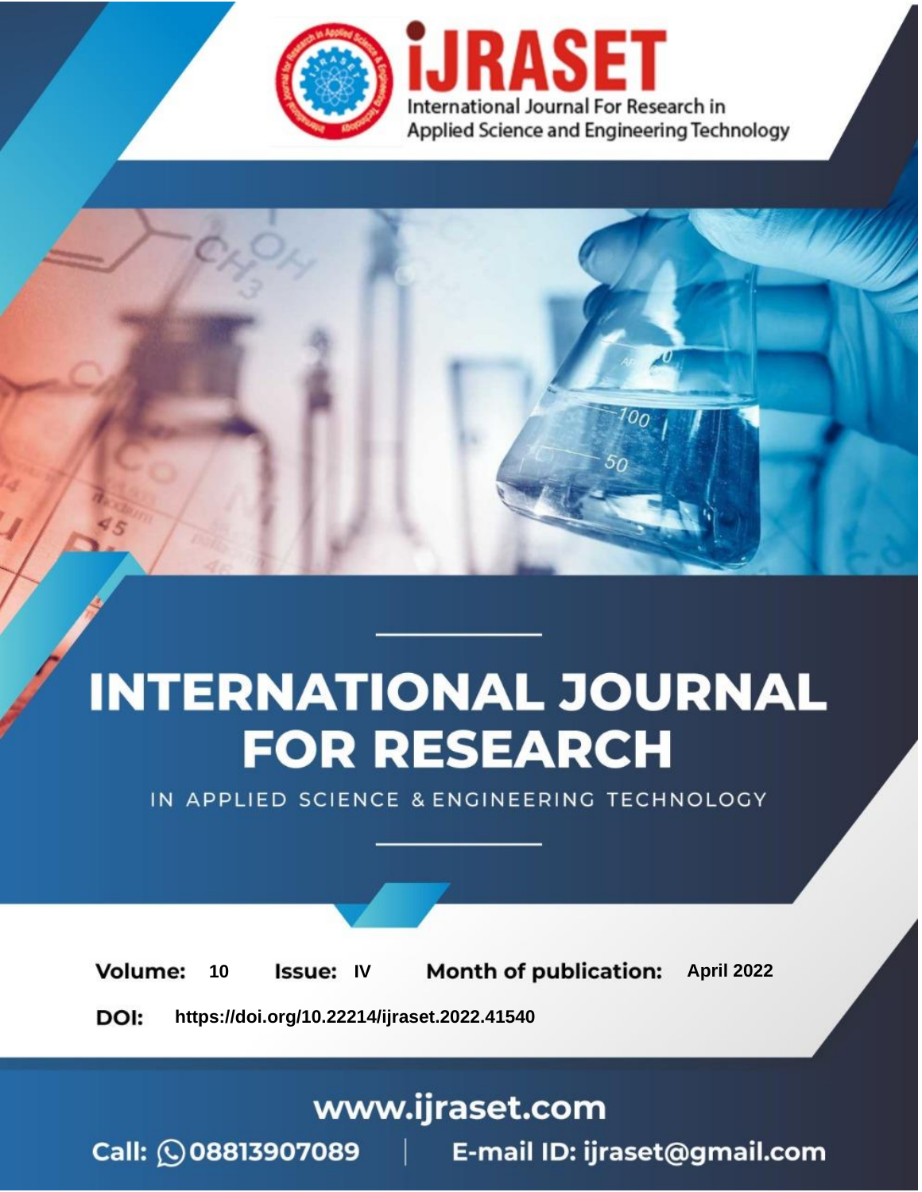International Journal For Research in Applied Science and Engineering Technology

# INTERNATIONAL JOURNAL FOR RESEARCH

IN APPLIED SCIENCE & ENGINEERING TECHNOLOGY

**Volume:** 10 **Issue:** IV **Month of publication:** April 2022

**DOI:** https://doi.org/10.22214/ijraset.2022.41540

www.ijraset.com

Call: 08813907089 | E-mail ID: ijraset@gmail.com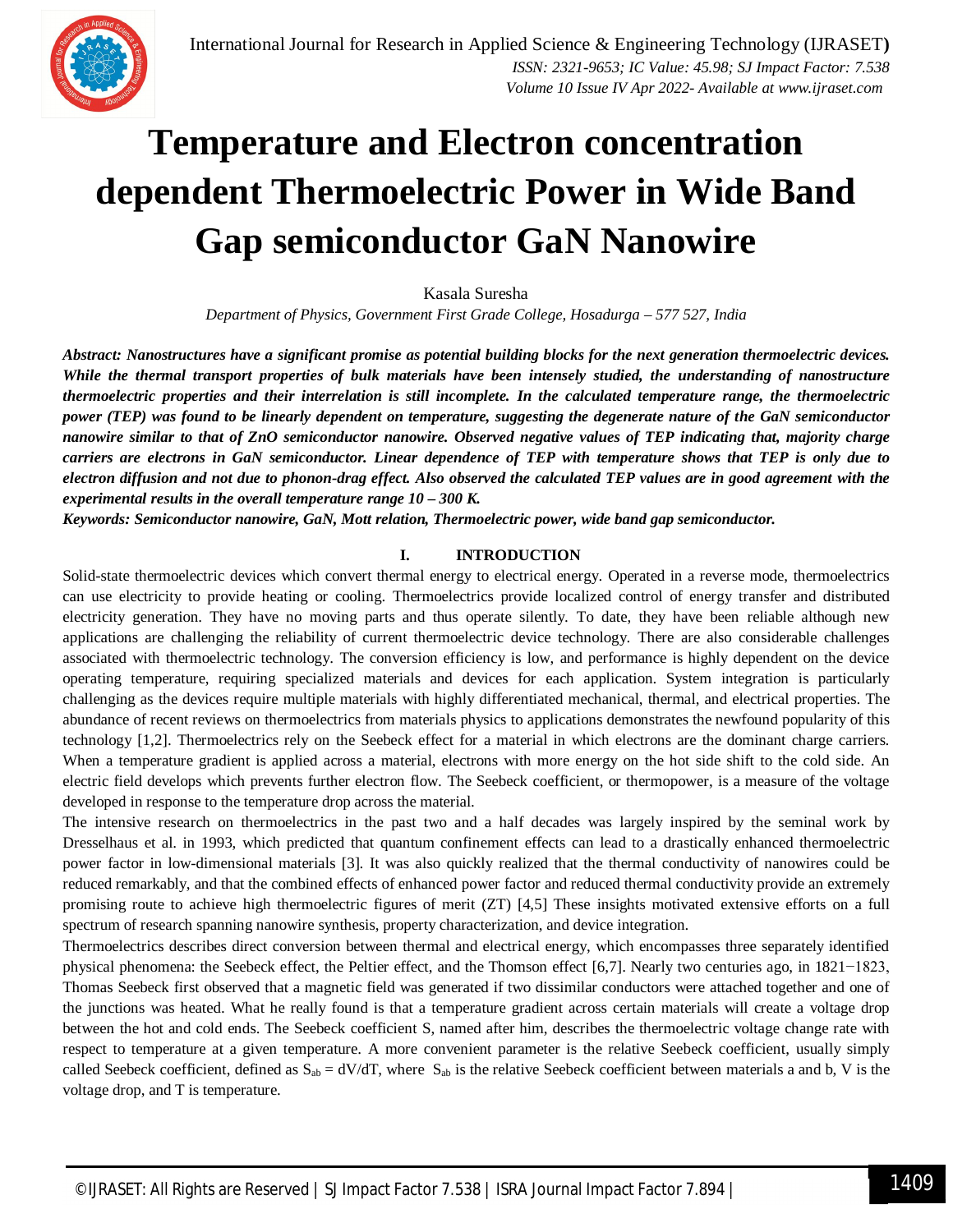# Temperature and Electron concentration dependent Thermoelectric Power in Wide Band Gap semiconductor GaN Nanowire

Kasala Suresha

*Department of Physics, Government First Grade College, Hosadurga – 577 527, India*

***Abstract:** Nanostructures have a significant promise as potential building blocks for the next generation thermoelectric devices. While the thermal transport properties of bulk materials have been intensely studied, the understanding of nanostructure thermoelectric properties and their interrelation is still incomplete. In the calculated temperature range, the thermoelectric power (TEP) was found to be linearly dependent on temperature, suggesting the degenerate nature of the GaN semiconductor nanowire similar to that of ZnO semiconductor nanowire. Observed negative values of TEP indicating that, majority charge carriers are electrons in GaN semiconductor. Linear dependence of TEP with temperature shows that TEP is only due to electron diffusion and not due to phonon-drag effect. Also observed the calculated TEP values are in good agreement with the experimental results in the overall temperature range 10 – 300 K.*

***Keywords:** Semiconductor nanowire, GaN, Mott relation, Thermoelectric power, wide band gap semiconductor.*

## I. INTRODUCTION

Solid-state thermoelectric devices which convert thermal energy to electrical energy. Operated in a reverse mode, thermoelectrics can use electricity to provide heating or cooling. Thermoelectrics provide localized control of energy transfer and distributed electricity generation. They have no moving parts and thus operate silently. To date, they have been reliable although new applications are challenging the reliability of current thermoelectric device technology. There are also considerable challenges associated with thermoelectric technology. The conversion efficiency is low, and performance is highly dependent on the device operating temperature, requiring specialized materials and devices for each application. System integration is particularly challenging as the devices require multiple materials with highly differentiated mechanical, thermal, and electrical properties. The abundance of recent reviews on thermoelectrics from materials physics to applications demonstrates the newfound popularity of this technology [1,2]. Thermoelectrics rely on the Seebeck effect for a material in which electrons are the dominant charge carriers. When a temperature gradient is applied across a material, electrons with more energy on the hot side shift to the cold side. An electric field develops which prevents further electron flow. The Seebeck coefficient, or thermopower, is a measure of the voltage developed in response to the temperature drop across the material.

The intensive research on thermoelectrics in the past two and a half decades was largely inspired by the seminal work by Dresselhaus et al. in 1993, which predicted that quantum confinement effects can lead to a drastically enhanced thermoelectric power factor in low-dimensional materials [3]. It was also quickly realized that the thermal conductivity of nanowires could be reduced remarkably, and that the combined effects of enhanced power factor and reduced thermal conductivity provide an extremely promising route to achieve high thermoelectric figures of merit (ZT) [4,5] These insights motivated extensive efforts on a full spectrum of research spanning nanowire synthesis, property characterization, and device integration.

Thermoelectrics describes direct conversion between thermal and electrical energy, which encompasses three separately identified physical phenomena: the Seebeck effect, the Peltier effect, and the Thomson effect [6,7]. Nearly two centuries ago, in 1821−1823, Thomas Seebeck first observed that a magnetic field was generated if two dissimilar conductors were attached together and one of the junctions was heated. What he really found is that a temperature gradient across certain materials will create a voltage drop between the hot and cold ends. The Seebeck coefficient S, named after him, describes the thermoelectric voltage change rate with respect to temperature at a given temperature. A more convenient parameter is the relative Seebeck coefficient, usually simply called Seebeck coefficient, defined as $S_{ab} = dV/dT$, where $S_{ab}$ is the relative Seebeck coefficient between materials a and b, V is the voltage drop, and T is temperature.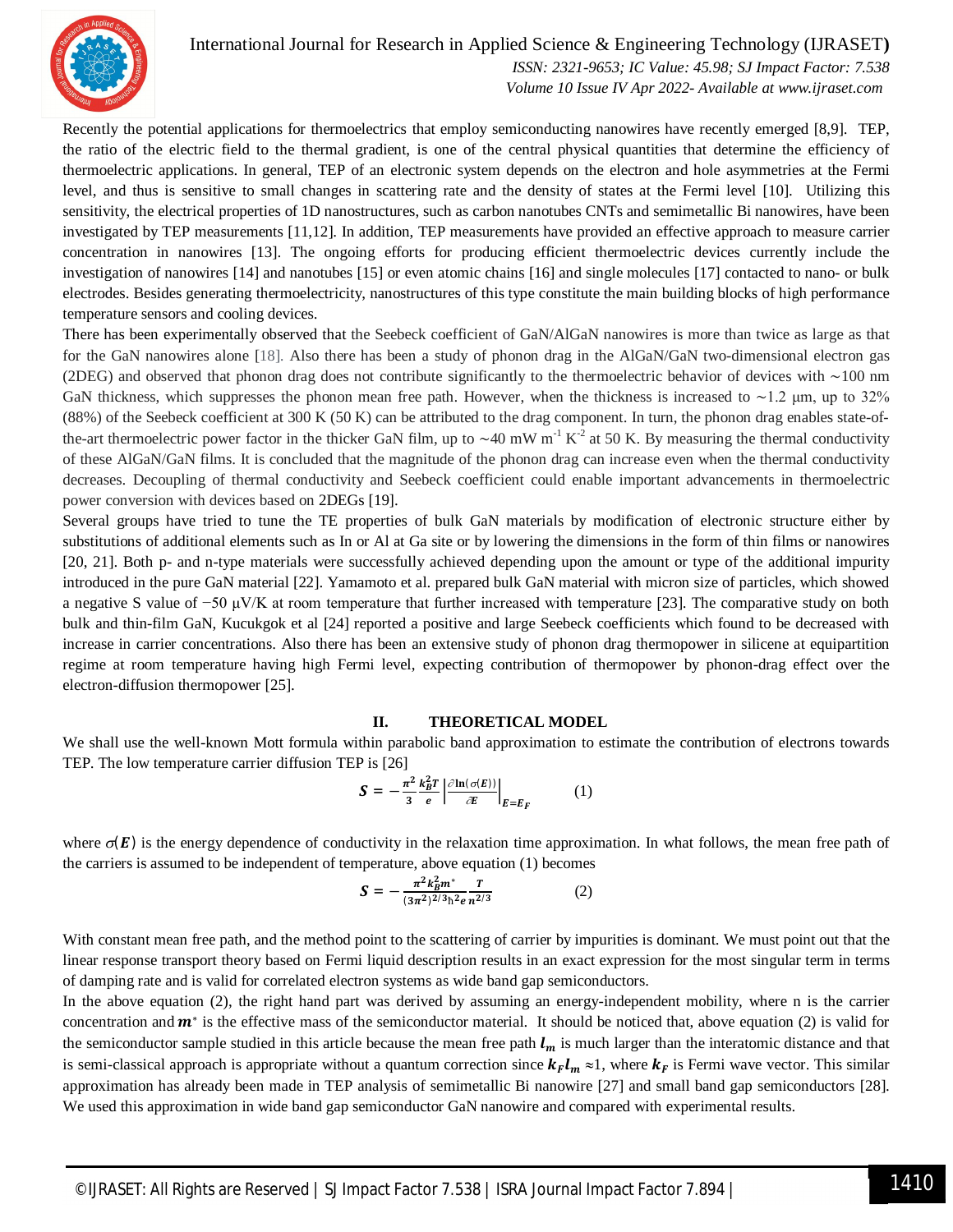Recently the potential applications for thermoelectrics that employ semiconducting nanowires have recently emerged [8,9]. TEP, the ratio of the electric field to the thermal gradient, is one of the central physical quantities that determine the efficiency of thermoelectric applications. In general, TEP of an electronic system depends on the electron and hole asymmetries at the Fermi level, and thus is sensitive to small changes in scattering rate and the density of states at the Fermi level [10]. Utilizing this sensitivity, the electrical properties of 1D nanostructures, such as carbon nanotubes CNTs and semimetallic Bi nanowires, have been investigated by TEP measurements [11,12]. In addition, TEP measurements have provided an effective approach to measure carrier concentration in nanowires [13]. The ongoing efforts for producing efficient thermoelectric devices currently include the investigation of nanowires [14] and nanotubes [15] or even atomic chains [16] and single molecules [17] contacted to nano- or bulk electrodes. Besides generating thermoelectricity, nanostructures of this type constitute the main building blocks of high performance temperature sensors and cooling devices.

There has been experimentally observed that the Seebeck coefficient of GaN/AlGaN nanowires is more than twice as large as that for the GaN nanowires alone [18]. Also there has been a study of phonon drag in the AlGaN/GaN two-dimensional electron gas (2DEG) and observed that phonon drag does not contribute significantly to the thermoelectric behavior of devices with ∼100 nm GaN thickness, which suppresses the phonon mean free path. However, when the thickness is increased to ∼1.2 μm, up to 32% (88%) of the Seebeck coefficient at 300 K (50 K) can be attributed to the drag component. In turn, the phonon drag enables state-of-the-art thermoelectric power factor in the thicker GaN film, up to ∼40 mW $m^{-1}$ $K^{-2}$ at 50 K. By measuring the thermal conductivity of these AlGaN/GaN films. It is concluded that the magnitude of the phonon drag can increase even when the thermal conductivity decreases. Decoupling of thermal conductivity and Seebeck coefficient could enable important advancements in thermoelectric power conversion with devices based on 2DEGs [19].

Several groups have tried to tune the TE properties of bulk GaN materials by modification of electronic structure either by substitutions of additional elements such as In or Al at Ga site or by lowering the dimensions in the form of thin films or nanowires [20, 21]. Both p- and n-type materials were successfully achieved depending upon the amount or type of the additional impurity introduced in the pure GaN material [22]. Yamamoto et al. prepared bulk GaN material with micron size of particles, which showed a negative S value of −50 μV/K at room temperature that further increased with temperature [23]. The comparative study on both bulk and thin-film GaN, Kucukgok et al [24] reported a positive and large Seebeck coefficients which found to be decreased with increase in carrier concentrations. Also there has been an extensive study of phonon drag thermopower in silicene at equipartition regime at room temperature having high Fermi level, expecting contribution of thermopower by phonon-drag effect over the electron-diffusion thermopower [25].

## II. THEORETICAL MODEL

We shall use the well-known Mott formula within parabolic band approximation to estimate the contribution of electrons towards TEP. The low temperature carrier diffusion TEP is [26]

$$S = -\frac{\pi^2}{3}\frac{k_B^2 T}{e}\left|\frac{\partial \ln(\sigma(E))}{\partial E}\right|_{E=E_F} \qquad (1)$$

where $\sigma(E)$ is the energy dependence of conductivity in the relaxation time approximation. In what follows, the mean free path of the carriers is assumed to be independent of temperature, above equation (1) becomes

$$S = -\frac{\pi^2 k_B^2 m^*}{(3\pi^2)^{2/3}\hbar^2 e}\frac{T}{n^{2/3}} \qquad (2)$$

With constant mean free path, and the method point to the scattering of carrier by impurities is dominant. We must point out that the linear response transport theory based on Fermi liquid description results in an exact expression for the most singular term in terms of damping rate and is valid for correlated electron systems as wide band gap semiconductors.

In the above equation (2), the right hand part was derived by assuming an energy-independent mobility, where n is the carrier concentration and $m^*$ is the effective mass of the semiconductor material. It should be noticed that, above equation (2) is valid for the semiconductor sample studied in this article because the mean free path $l_m$ is much larger than the interatomic distance and that is semi-classical approach is appropriate without a quantum correction since $k_F l_m \approx 1$, where $k_F$ is Fermi wave vector. This similar approximation has already been made in TEP analysis of semimetallic Bi nanowire [27] and small band gap semiconductors [28]. We used this approximation in wide band gap semiconductor GaN nanowire and compared with experimental results.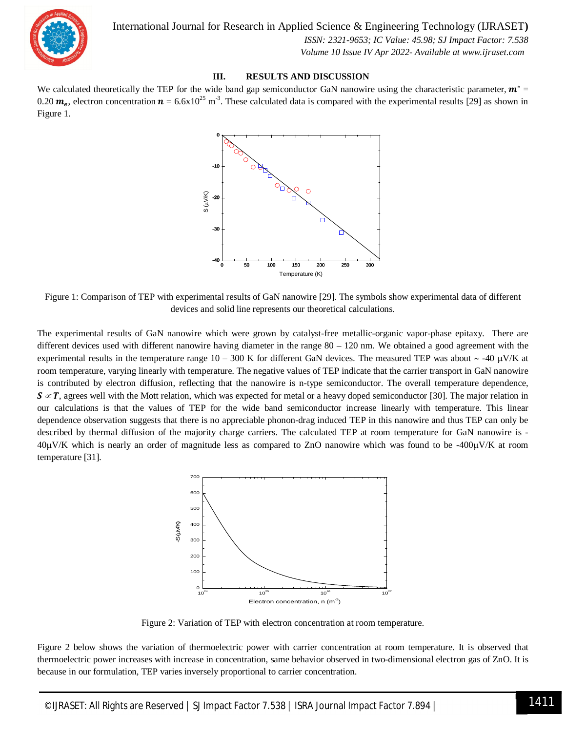## III. RESULTS AND DISCUSSION

We calculated theoretically the TEP for the wide band gap semiconductor GaN nanowire using the characteristic parameter, $\boldsymbol{m}^* = 0.20\,\boldsymbol{m_e}$, electron concentration $\boldsymbol{n} = 6.6\times10^{25}$ $m^{-3}$. These calculated data is compared with the experimental results [29] as shown in Figure 1.

Figure 1: Comparison of TEP with experimental results of GaN nanowire [29]. The symbols show experimental data of different devices and solid line represents our theoretical calculations.

The experimental results of GaN nanowire which were grown by catalyst-free metallic-organic vapor-phase epitaxy. There are different devices used with different nanowire having diameter in the range 80 – 120 nm. We obtained a good agreement with the experimental results in the temperature range 10 – 300 K for different GaN devices. The measured TEP was about ~ -40 μV/K at room temperature, varying linearly with temperature. The negative values of TEP indicate that the carrier transport in GaN nanowire is contributed by electron diffusion, reflecting that the nanowire is n-type semiconductor. The overall temperature dependence, $\boldsymbol{S} \propto \boldsymbol{T}$, agrees well with the Mott relation, which was expected for metal or a heavy doped semiconductor [30]. The major relation in our calculations is that the values of TEP for the wide band semiconductor increase linearly with temperature. This linear dependence observation suggests that there is no appreciable phonon-drag induced TEP in this nanowire and thus TEP can only be described by thermal diffusion of the majority charge carriers. The calculated TEP at room temperature for GaN nanowire is -40μV/K which is nearly an order of magnitude less as compared to ZnO nanowire which was found to be -400μV/K at room temperature [31].

Figure 2: Variation of TEP with electron concentration at room temperature.

Figure 2 below shows the variation of thermoelectric power with carrier concentration at room temperature. It is observed that thermoelectric power increases with increase in concentration, same behavior observed in two-dimensional electron gas of ZnO. It is because in our formulation, TEP varies inversely proportional to carrier concentration.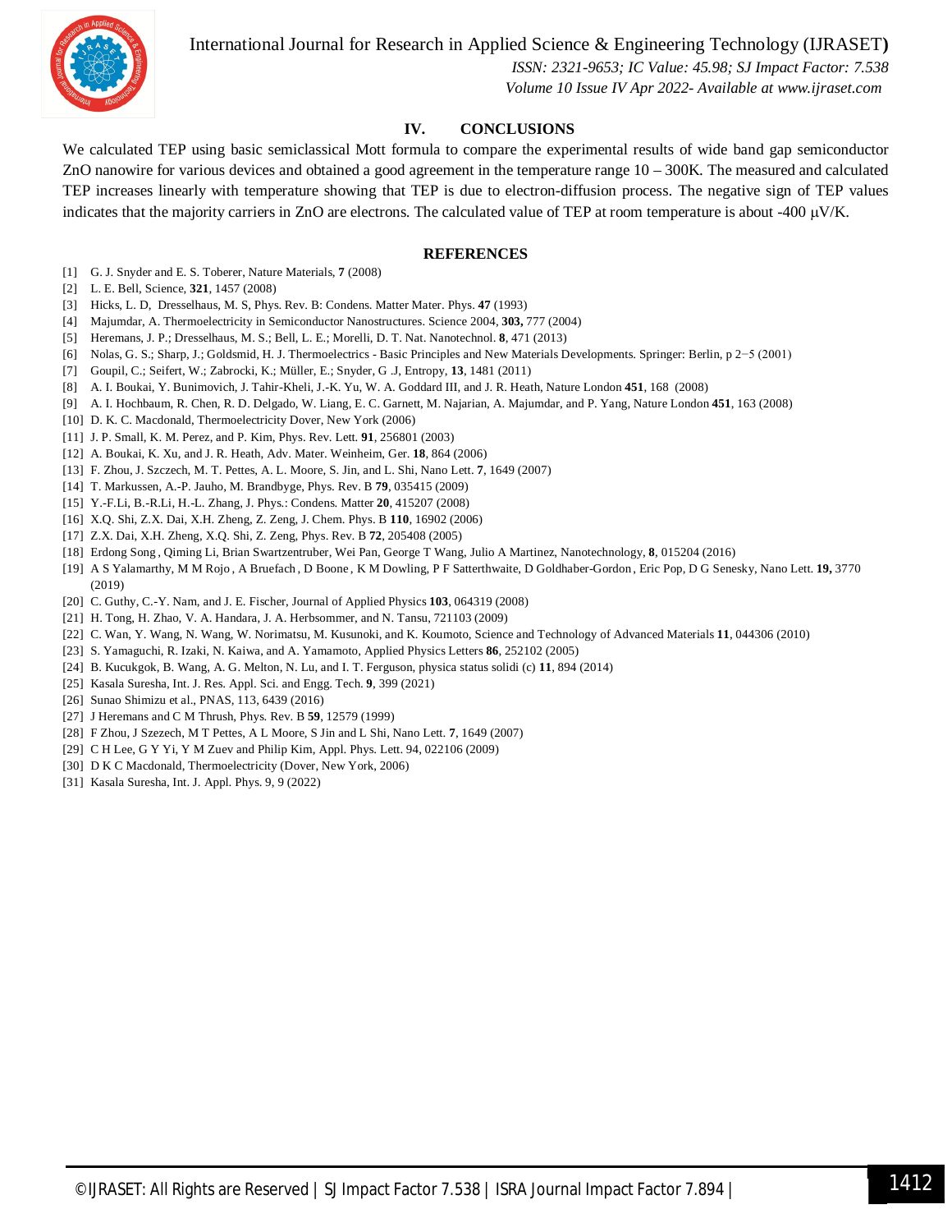## IV. CONCLUSIONS

We calculated TEP using basic semiclassical Mott formula to compare the experimental results of wide band gap semiconductor ZnO nanowire for various devices and obtained a good agreement in the temperature range 10 – 300K. The measured and calculated TEP increases linearly with temperature showing that TEP is due to electron-diffusion process. The negative sign of TEP values indicates that the majority carriers in ZnO are electrons. The calculated value of TEP at room temperature is about -400 μV/K.

## REFERENCES

[1] G. J. Snyder and E. S. Toberer, Nature Materials, **7** (2008)
[2] L. E. Bell, Science, **321**, 1457 (2008)
[3] Hicks, L. D, Dresselhaus, M. S, Phys. Rev. B: Condens. Matter Mater. Phys. **47** (1993)
[4] Majumdar, A. Thermoelectricity in Semiconductor Nanostructures. Science 2004, **303,** 777 (2004)
[5] Heremans, J. P.; Dresselhaus, M. S.; Bell, L. E.; Morelli, D. T. Nat. Nanotechnol. **8**, 471 (2013)
[6] Nolas, G. S.; Sharp, J.; Goldsmid, H. J. Thermoelectrics - Basic Principles and New Materials Developments. Springer: Berlin, p 2−5 (2001)
[7] Goupil, C.; Seifert, W.; Zabrocki, K.; Müller, E.; Snyder, G .J, Entropy, **13**, 1481 (2011)
[8] A. I. Boukai, Y. Bunimovich, J. Tahir-Kheli, J.-K. Yu, W. A. Goddard III, and J. R. Heath, Nature London **451**, 168 (2008)
[9] A. I. Hochbaum, R. Chen, R. D. Delgado, W. Liang, E. C. Garnett, M. Najarian, A. Majumdar, and P. Yang, Nature London **451**, 163 (2008)
[10] D. K. C. Macdonald, Thermoelectricity Dover, New York (2006)
[11] J. P. Small, K. M. Perez, and P. Kim, Phys. Rev. Lett. **91**, 256801 (2003)
[12] A. Boukai, K. Xu, and J. R. Heath, Adv. Mater. Weinheim, Ger. **18**, 864 (2006)
[13] F. Zhou, J. Szczech, M. T. Pettes, A. L. Moore, S. Jin, and L. Shi, Nano Lett. **7**, 1649 (2007)
[14] T. Markussen, A.-P. Jauho, M. Brandbyge, Phys. Rev. B **79**, 035415 (2009)
[15] Y.-F.Li, B.-R.Li, H.-L. Zhang, J. Phys.: Condens. Matter **20**, 415207 (2008)
[16] X.Q. Shi, Z.X. Dai, X.H. Zheng, Z. Zeng, J. Chem. Phys. B **110**, 16902 (2006)
[17] Z.X. Dai, X.H. Zheng, X.Q. Shi, Z. Zeng, Phys. Rev. B **72**, 205408 (2005)
[18] Erdong Song , Qiming Li, Brian Swartzentruber, Wei Pan, George T Wang, Julio A Martinez, Nanotechnology, **8**, 015204 (2016)
[19] A S Yalamarthy, M M Rojo , A Bruefach , D Boone , K M Dowling, P F Satterthwaite, D Goldhaber-Gordon , Eric Pop, D G Senesky, Nano Lett. **19,** 3770 (2019)
[20] C. Guthy, C.-Y. Nam, and J. E. Fischer, Journal of Applied Physics **103**, 064319 (2008)
[21] H. Tong, H. Zhao, V. A. Handara, J. A. Herbsommer, and N. Tansu, 721103 (2009)
[22] C. Wan, Y. Wang, N. Wang, W. Norimatsu, M. Kusunoki, and K. Koumoto, Science and Technology of Advanced Materials **11**, 044306 (2010)
[23] S. Yamaguchi, R. Izaki, N. Kaiwa, and A. Yamamoto, Applied Physics Letters **86**, 252102 (2005)
[24] B. Kucukgok, B. Wang, A. G. Melton, N. Lu, and I. T. Ferguson, physica status solidi (c) **11**, 894 (2014)
[25] Kasala Suresha, Int. J. Res. Appl. Sci. and Engg. Tech. **9**, 399 (2021)
[26] Sunao Shimizu et al., PNAS, 113, 6439 (2016)
[27] J Heremans and C M Thrush, Phys. Rev. B **59**, 12579 (1999)
[28] F Zhou, J Szezech, M T Pettes, A L Moore, S Jin and L Shi, Nano Lett. **7**, 1649 (2007)
[29] C H Lee, G Y Yi, Y M Zuev and Philip Kim, Appl. Phys. Lett. 94, 022106 (2009)
[30] D K C Macdonald, Thermoelectricity (Dover, New York, 2006)
[31] Kasala Suresha, Int. J. Appl. Phys. 9, 9 (2022)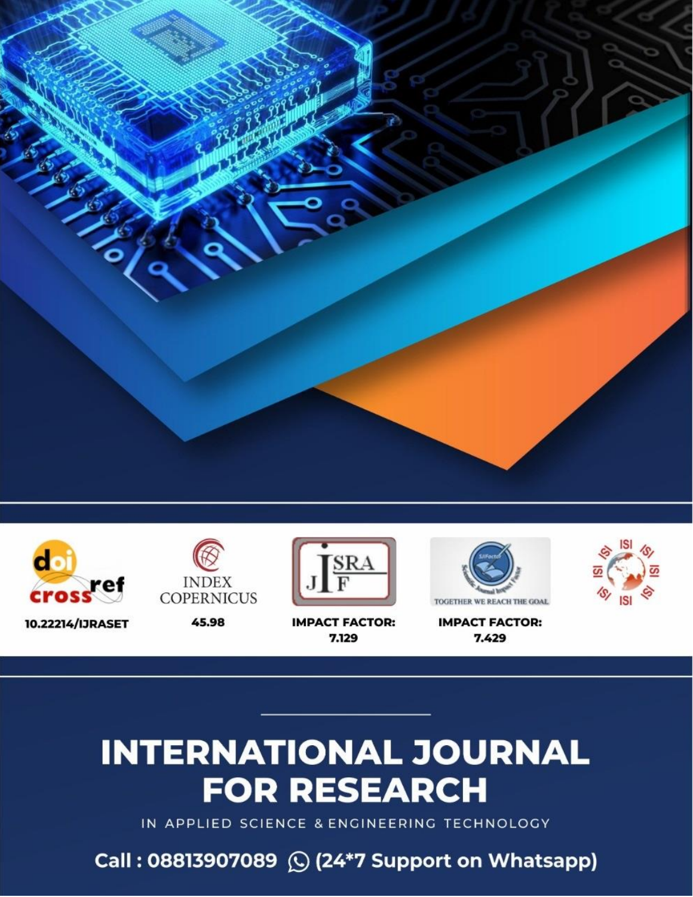10.22214/IJRASET

INDEX COPERNICUS

45.98

IMPACT FACTOR:
7.129

TOGETHER WE REACH THE GOAL

IMPACT FACTOR:
7.429

# INTERNATIONAL JOURNAL FOR RESEARCH

IN APPLIED SCIENCE & ENGINEERING TECHNOLOGY

Call : 08813907089 (24*7 Support on Whatsapp)